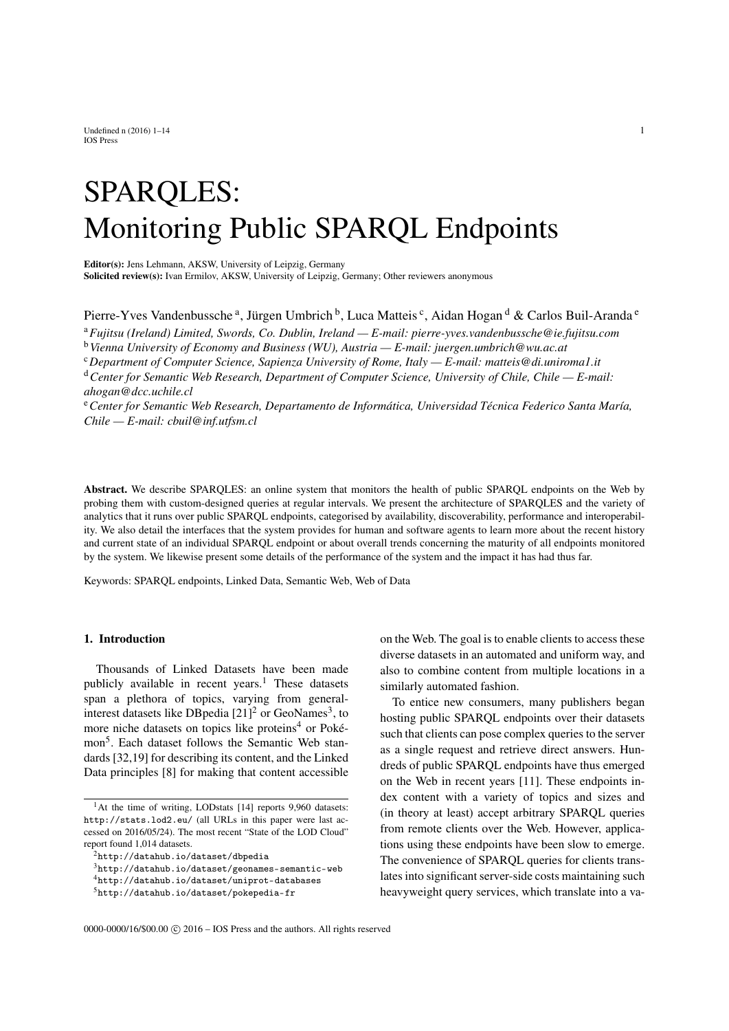# SPARQLES: Monitoring Public SPARQL Endpoints

**Editor(s):** Jens Lehmann, AKSW, University of Leipzig, Germany
**Solicited review(s):** Ivan Ermilov, AKSW, University of Leipzig, Germany; Other reviewers anonymous

Pierre-Yves Vandenbussche [a], Jürgen Umbrich [b], Luca Matteis [c], Aidan Hogan [d] & Carlos Buil-Aranda [e]

[a] *Fujitsu (Ireland) Limited, Swords, Co. Dublin, Ireland — E-mail: pierre-yves.vandenbussche@ie.fujitsu.com*
[b] *Vienna University of Economy and Business (WU), Austria — E-mail: juergen.umbrich@wu.ac.at*
[c] *Department of Computer Science, Sapienza University of Rome, Italy — E-mail: matteis@di.uniroma1.it*
[d] *Center for Semantic Web Research, Department of Computer Science, University of Chile, Chile — E-mail: ahogan@dcc.uchile.cl*
[e] *Center for Semantic Web Research, Departamento de Informática, Universidad Técnica Federico Santa María, Chile — E-mail: cbuil@inf.utfsm.cl*

**Abstract.** We describe SPARQLES: an online system that monitors the health of public SPARQL endpoints on the Web by probing them with custom-designed queries at regular intervals. We present the architecture of SPARQLES and the variety of analytics that it runs over public SPARQL endpoints, categorised by availability, discoverability, performance and interoperability. We also detail the interfaces that the system provides for human and software agents to learn more about the recent history and current state of an individual SPARQL endpoint or about overall trends concerning the maturity of all endpoints monitored by the system. We likewise present some details of the performance of the system and the impact it has had thus far.

Keywords: SPARQL endpoints, Linked Data, Semantic Web, Web of Data

## 1. Introduction

Thousands of Linked Datasets have been made publicly available in recent years.[1] These datasets span a plethora of topics, varying from general-interest datasets like DBpedia [21][2] or GeoNames[3], to more niche datasets on topics like proteins[4] or Pokémon[5]. Each dataset follows the Semantic Web standards [32,19] for describing its content, and the Linked Data principles [8] for making that content accessible on the Web. The goal is to enable clients to access these diverse datasets in an automated and uniform way, and also to combine content from multiple locations in a similarly automated fashion.

To entice new consumers, many publishers began hosting public SPARQL endpoints over their datasets such that clients can pose complex queries to the server as a single request and retrieve direct answers. Hundreds of public SPARQL endpoints have thus emerged on the Web in recent years [11]. These endpoints index content with a variety of topics and sizes and (in theory at least) accept arbitrary SPARQL queries from remote clients over the Web. However, applications using these endpoints have been slow to emerge. The convenience of SPARQL queries for clients translates into significant server-side costs maintaining such heavyweight query services, which translate into a va-

---

[1] At the time of writing, LODstats [14] reports 9,960 datasets: `http://stats.lod2.eu/` (all URLs in this paper were last accessed on 2016/05/24). The most recent "State of the LOD Cloud" report found 1,014 datasets.

[2] `http://datahub.io/dataset/dbpedia`

[3] `http://datahub.io/dataset/geonames-semantic-web`

[4] `http://datahub.io/dataset/uniprot-databases`

[5] `http://datahub.io/dataset/pokepedia-fr`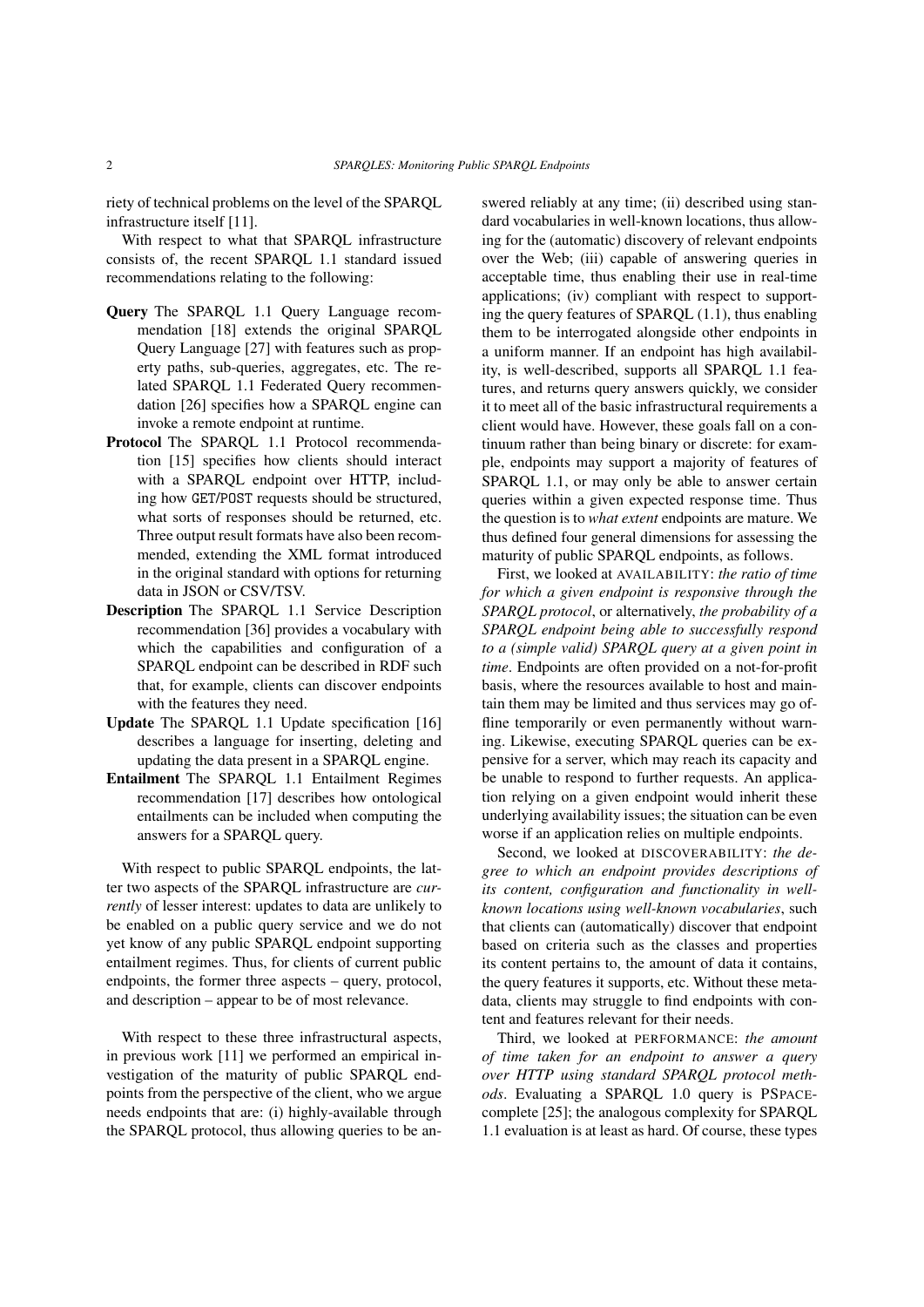riety of technical problems on the level of the SPARQL infrastructure itself [11].

With respect to what that SPARQL infrastructure consists of, the recent SPARQL 1.1 standard issued recommendations relating to the following:

- **Query** The SPARQL 1.1 Query Language recommendation [18] extends the original SPARQL Query Language [27] with features such as property paths, sub-queries, aggregates, etc. The related SPARQL 1.1 Federated Query recommendation [26] specifies how a SPARQL engine can invoke a remote endpoint at runtime.
- **Protocol** The SPARQL 1.1 Protocol recommendation [15] specifies how clients should interact with a SPARQL endpoint over HTTP, including how GET/POST requests should be structured, what sorts of responses should be returned, etc. Three output result formats have also been recommended, extending the XML format introduced in the original standard with options for returning data in JSON or CSV/TSV.
- **Description** The SPARQL 1.1 Service Description recommendation [36] provides a vocabulary with which the capabilities and configuration of a SPARQL endpoint can be described in RDF such that, for example, clients can discover endpoints with the features they need.
- **Update** The SPARQL 1.1 Update specification [16] describes a language for inserting, deleting and updating the data present in a SPARQL engine.
- **Entailment** The SPARQL 1.1 Entailment Regimes recommendation [17] describes how ontological entailments can be included when computing the answers for a SPARQL query.

With respect to public SPARQL endpoints, the latter two aspects of the SPARQL infrastructure are *currently* of lesser interest: updates to data are unlikely to be enabled on a public query service and we do not yet know of any public SPARQL endpoint supporting entailment regimes. Thus, for clients of current public endpoints, the former three aspects – query, protocol, and description – appear to be of most relevance.

With respect to these three infrastructural aspects, in previous work [11] we performed an empirical investigation of the maturity of public SPARQL endpoints from the perspective of the client, who we argue needs endpoints that are: (i) highly-available through the SPARQL protocol, thus allowing queries to be answered reliably at any time; (ii) described using standard vocabularies in well-known locations, thus allowing for the (automatic) discovery of relevant endpoints over the Web; (iii) capable of answering queries in acceptable time, thus enabling their use in real-time applications; (iv) compliant with respect to supporting the query features of SPARQL (1.1), thus enabling them to be interrogated alongside other endpoints in a uniform manner. If an endpoint has high availability, is well-described, supports all SPARQL 1.1 features, and returns query answers quickly, we consider it to meet all of the basic infrastructural requirements a client would have. However, these goals fall on a continuum rather than being binary or discrete: for example, endpoints may support a majority of features of SPARQL 1.1, or may only be able to answer certain queries within a given expected response time. Thus the question is to *what extent* endpoints are mature. We thus defined four general dimensions for assessing the maturity of public SPARQL endpoints, as follows.

First, we looked at AVAILABILITY: *the ratio of time for which a given endpoint is responsive through the SPARQL protocol*, or alternatively, *the probability of a SPARQL endpoint being able to successfully respond to a (simple valid) SPARQL query at a given point in time*. Endpoints are often provided on a not-for-profit basis, where the resources available to host and maintain them may be limited and thus services may go offline temporarily or even permanently without warning. Likewise, executing SPARQL queries can be expensive for a server, which may reach its capacity and be unable to respond to further requests. An application relying on a given endpoint would inherit these underlying availability issues; the situation can be even worse if an application relies on multiple endpoints.

Second, we looked at DISCOVERABILITY: *the degree to which an endpoint provides descriptions of its content, configuration and functionality in well-known locations using well-known vocabularies*, such that clients can (automatically) discover that endpoint based on criteria such as the classes and properties its content pertains to, the amount of data it contains, the query features it supports, etc. Without these metadata, clients may struggle to find endpoints with content and features relevant for their needs.

Third, we looked at PERFORMANCE: *the amount of time taken for an endpoint to answer a query over HTTP using standard SPARQL protocol methods*. Evaluating a SPARQL 1.0 query is PSPACE-complete [25]; the analogous complexity for SPARQL 1.1 evaluation is at least as hard. Of course, these types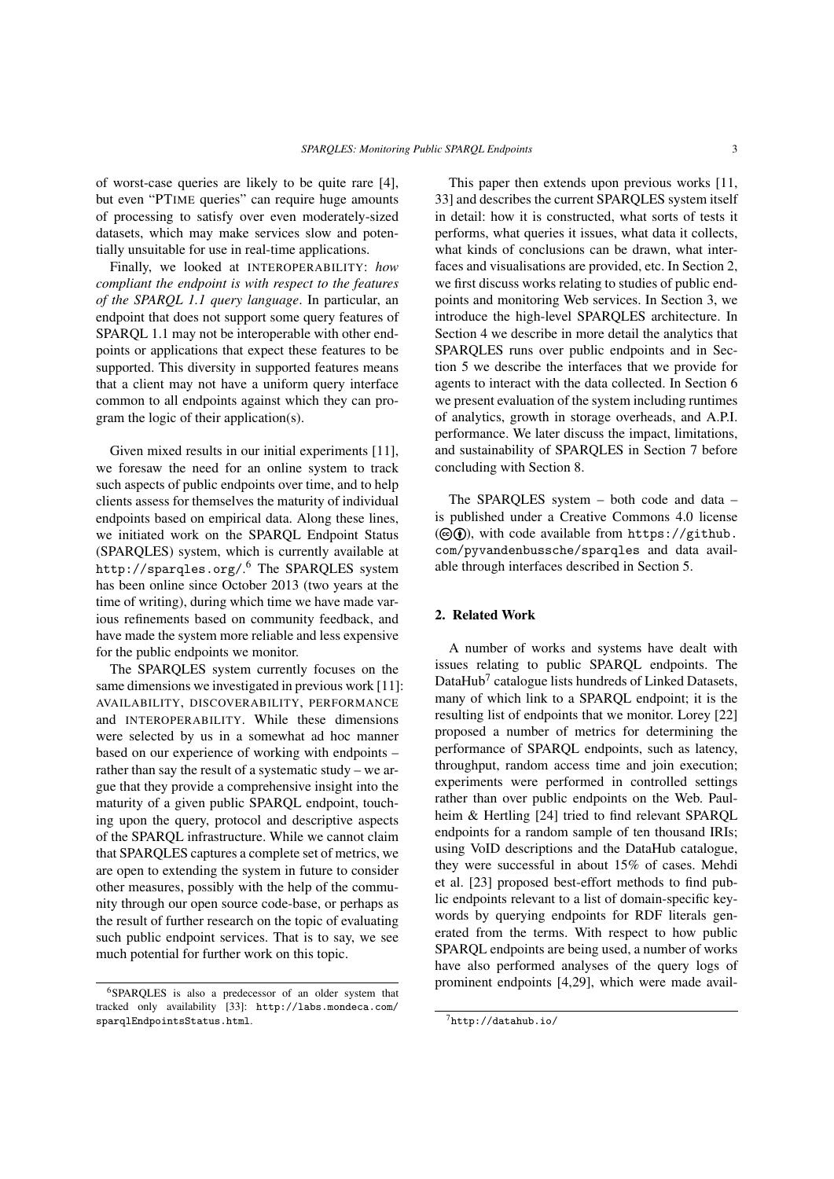of worst-case queries are likely to be quite rare [4], but even "PTIME queries" can require huge amounts of processing to satisfy over even moderately-sized datasets, which may make services slow and potentially unsuitable for use in real-time applications.

Finally, we looked at INTEROPERABILITY: *how compliant the endpoint is with respect to the features of the SPARQL 1.1 query language*. In particular, an endpoint that does not support some query features of SPARQL 1.1 may not be interoperable with other endpoints or applications that expect these features to be supported. This diversity in supported features means that a client may not have a uniform query interface common to all endpoints against which they can program the logic of their application(s).

Given mixed results in our initial experiments [11], we foresaw the need for an online system to track such aspects of public endpoints over time, and to help clients assess for themselves the maturity of individual endpoints based on empirical data. Along these lines, we initiated work on the SPARQL Endpoint Status (SPARQLES) system, which is currently available at `http://sparqles.org/`.[6] The SPARQLES system has been online since October 2013 (two years at the time of writing), during which time we have made various refinements based on community feedback, and have made the system more reliable and less expensive for the public endpoints we monitor.

The SPARQLES system currently focuses on the same dimensions we investigated in previous work [11]: AVAILABILITY, DISCOVERABILITY, PERFORMANCE and INTEROPERABILITY. While these dimensions were selected by us in a somewhat ad hoc manner based on our experience of working with endpoints – rather than say the result of a systematic study – we argue that they provide a comprehensive insight into the maturity of a given public SPARQL endpoint, touching upon the query, protocol and descriptive aspects of the SPARQL infrastructure. While we cannot claim that SPARQLES captures a complete set of metrics, we are open to extending the system in future to consider other measures, possibly with the help of the community through our open source code-base, or perhaps as the result of further research on the topic of evaluating such public endpoint services. That is to say, we see much potential for further work on this topic.

[6] SPARQLES is also a predecessor of an older system that tracked only availability [33]: `http://labs.mondeca.com/sparqlEndpointsStatus.html`.

This paper then extends upon previous works [11, 33] and describes the current SPARQLES system itself in detail: how it is constructed, what sorts of tests it performs, what queries it issues, what data it collects, what kinds of conclusions can be drawn, what interfaces and visualisations are provided, etc. In Section 2, we first discuss works relating to studies of public endpoints and monitoring Web services. In Section 3, we introduce the high-level SPARQLES architecture. In Section 4 we describe in more detail the analytics that SPARQLES runs over public endpoints and in Section 5 we describe the interfaces that we provide for agents to interact with the data collected. In Section 6 we present evaluation of the system including runtimes of analytics, growth in storage overheads, and A.P.I. performance. We later discuss the impact, limitations, and sustainability of SPARQLES in Section 7 before concluding with Section 8.

The SPARQLES system – both code and data – is published under a Creative Commons 4.0 license (cc by), with code available from `https://github.com/pyvandenbussche/sparqles` and data available through interfaces described in Section 5.

## 2. Related Work

A number of works and systems have dealt with issues relating to public SPARQL endpoints. The DataHub[7] catalogue lists hundreds of Linked Datasets, many of which link to a SPARQL endpoint; it is the resulting list of endpoints that we monitor. Lorey [22] proposed a number of metrics for determining the performance of SPARQL endpoints, such as latency, throughput, random access time and join execution; experiments were performed in controlled settings rather than over public endpoints on the Web. Paulheim & Hertling [24] tried to find relevant SPARQL endpoints for a random sample of ten thousand IRIs; using VoID descriptions and the DataHub catalogue, they were successful in about 15% of cases. Mehdi et al. [23] proposed best-effort methods to find public endpoints relevant to a list of domain-specific keywords by querying endpoints for RDF literals generated from the terms. With respect to how public SPARQL endpoints are being used, a number of works have also performed analyses of the query logs of prominent endpoints [4,29], which were made avail-

[7] `http://datahub.io/`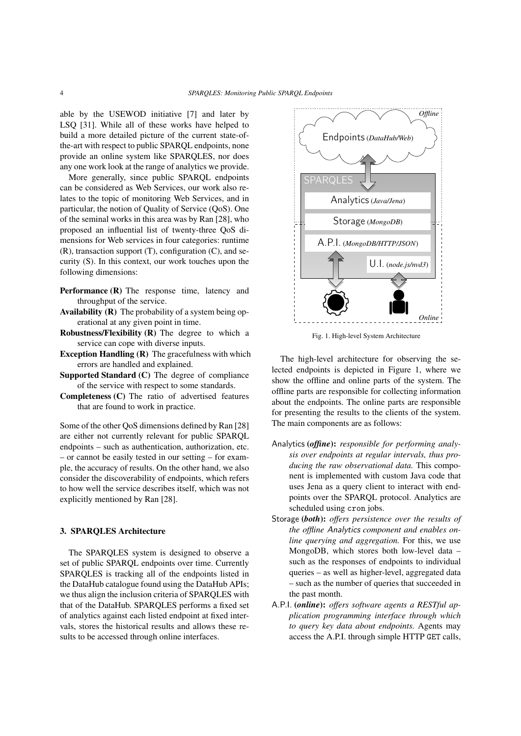able by the USEWOD initiative [7] and later by LSQ [31]. While all of these works have helped to build a more detailed picture of the current state-of-the-art with respect to public SPARQL endpoints, none provide an online system like SPARQLES, nor does any one work look at the range of analytics we provide.

More generally, since public SPARQL endpoints can be considered as Web Services, our work also relates to the topic of monitoring Web Services, and in particular, the notion of Quality of Service (QoS). One of the seminal works in this area was by Ran [28], who proposed an influential list of twenty-three QoS dimensions for Web services in four categories: runtime (R), transaction support (T), configuration (C), and security (S). In this context, our work touches upon the following dimensions:

- **Performance (R)** The response time, latency and throughput of the service.
- **Availability (R)** The probability of a system being operational at any given point in time.
- **Robustness/Flexibility (R)** The degree to which a service can cope with diverse inputs.
- **Exception Handling (R)** The gracefulness with which errors are handled and explained.
- **Supported Standard (C)** The degree of compliance of the service with respect to some standards.
- **Completeness (C)** The ratio of advertised features that are found to work in practice.

Some of the other QoS dimensions defined by Ran [28] are either not currently relevant for public SPARQL endpoints – such as authentication, authorization, etc. – or cannot be easily tested in our setting – for example, the accuracy of results. On the other hand, we also consider the discoverability of endpoints, which refers to how well the service describes itself, which was not explicitly mentioned by Ran [28].

## 3. SPARQLES Architecture

The SPARQLES system is designed to observe a set of public SPARQL endpoints over time. Currently SPARQLES is tracking all of the endpoints listed in the DataHub catalogue found using the DataHub APIs; we thus align the inclusion criteria of SPARQLES with that of the DataHub. SPARQLES performs a fixed set of analytics against each listed endpoint at fixed intervals, stores the historical results and allows these results to be accessed through online interfaces.

Fig. 1. High-level System Architecture

The high-level architecture for observing the selected endpoints is depicted in Figure 1, where we show the offline and online parts of the system. The offline parts are responsible for collecting information about the endpoints. The online parts are responsible for presenting the results to the clients of the system. The main components are as follows:

- Analytics **(*offline*):** *responsible for performing analysis over endpoints at regular intervals, thus producing the raw observational data.* This component is implemented with custom Java code that uses Jena as a query client to interact with endpoints over the SPARQL protocol. Analytics are scheduled using `cron` jobs.
- Storage **(*both*):** *offers persistence over the results of the offline Analytics component and enables online querying and aggregation.* For this, we use MongoDB, which stores both low-level data – such as the responses of endpoints to individual queries – as well as higher-level, aggregated data – such as the number of queries that succeeded in the past month.
- A.P.I. **(*online*):** *offers software agents a RESTful application programming interface through which to query key data about endpoints.* Agents may access the A.P.I. through simple HTTP `GET` calls,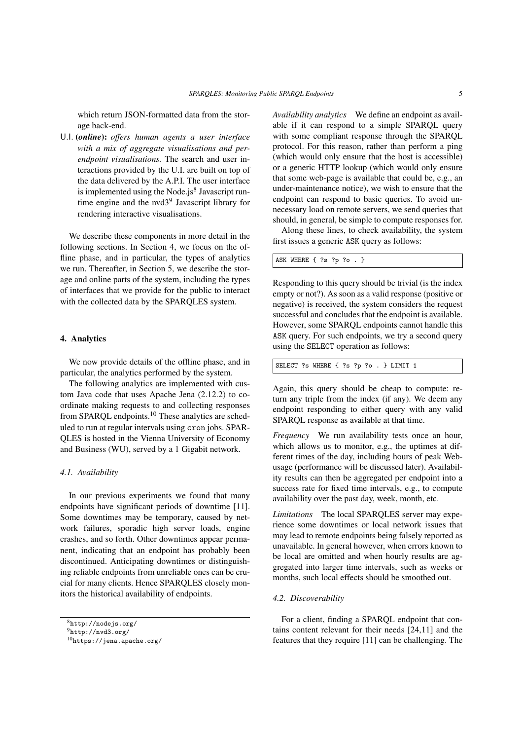which return JSON-formatted data from the storage back-end.

U.I. (***online***): *offers human agents a user interface with a mix of aggregate visualisations and per-endpoint visualisations.* The search and user interactions provided by the U.I. are built on top of the data delivered by the A.P.I. The user interface is implemented using the Node.js[8] Javascript runtime engine and the nvd3[9] Javascript library for rendering interactive visualisations.

We describe these components in more detail in the following sections. In Section 4, we focus on the offline phase, and in particular, the types of analytics we run. Thereafter, in Section 5, we describe the storage and online parts of the system, including the types of interfaces that we provide for the public to interact with the collected data by the SPARQLES system.

## 4. Analytics

We now provide details of the offline phase, and in particular, the analytics performed by the system.

The following analytics are implemented with custom Java code that uses Apache Jena (2.12.2) to coordinate making requests to and collecting responses from SPARQL endpoints.[10] These analytics are scheduled to run at regular intervals using `cron` jobs. SPARQLES is hosted in the Vienna University of Economy and Business (WU), served by a 1 Gigabit network.

### *4.1. Availability*

In our previous experiments we found that many endpoints have significant periods of downtime [11]. Some downtimes may be temporary, caused by network failures, sporadic high server loads, engine crashes, and so forth. Other downtimes appear permanent, indicating that an endpoint has probably been discontinued. Anticipating downtimes or distinguishing reliable endpoints from unreliable ones can be crucial for many clients. Hence SPARQLES closely monitors the historical availability of endpoints.

*Availability analytics* We define an endpoint as available if it can respond to a simple SPARQL query with some compliant response through the SPARQL protocol. For this reason, rather than perform a ping (which would only ensure that the host is accessible) or a generic HTTP lookup (which would only ensure that some web-page is available that could be, e.g., an under-maintenance notice), we wish to ensure that the endpoint can respond to basic queries. To avoid unnecessary load on remote servers, we send queries that should, in general, be simple to compute responses for.

Along these lines, to check availability, the system first issues a generic `ASK` query as follows:

```
ASK WHERE { ?s ?p ?o . }
```

Responding to this query should be trivial (is the index empty or not?). As soon as a valid response (positive or negative) is received, the system considers the request successful and concludes that the endpoint is available. However, some SPARQL endpoints cannot handle this `ASK` query. For such endpoints, we try a second query using the `SELECT` operation as follows:

```
SELECT ?s WHERE { ?s ?p ?o . } LIMIT 1
```

Again, this query should be cheap to compute: return any triple from the index (if any). We deem any endpoint responding to either query with any valid SPARQL response as available at that time.

*Frequency* We run availability tests once an hour, which allows us to monitor, e.g., the uptimes at different times of the day, including hours of peak Web-usage (performance will be discussed later). Availability results can then be aggregated per endpoint into a success rate for fixed time intervals, e.g., to compute availability over the past day, week, month, etc.

*Limitations* The local SPARQLES server may experience some downtimes or local network issues that may lead to remote endpoints being falsely reported as unavailable. In general however, when errors known to be local are omitted and when hourly results are aggregated into larger time intervals, such as weeks or months, such local effects should be smoothed out.

### *4.2. Discoverability*

For a client, finding a SPARQL endpoint that contains content relevant for their needs [24,11] and the features that they require [11] can be challenging. The

[8] http://nodejs.org/
[9] http://nvd3.org/
[10] https://jena.apache.org/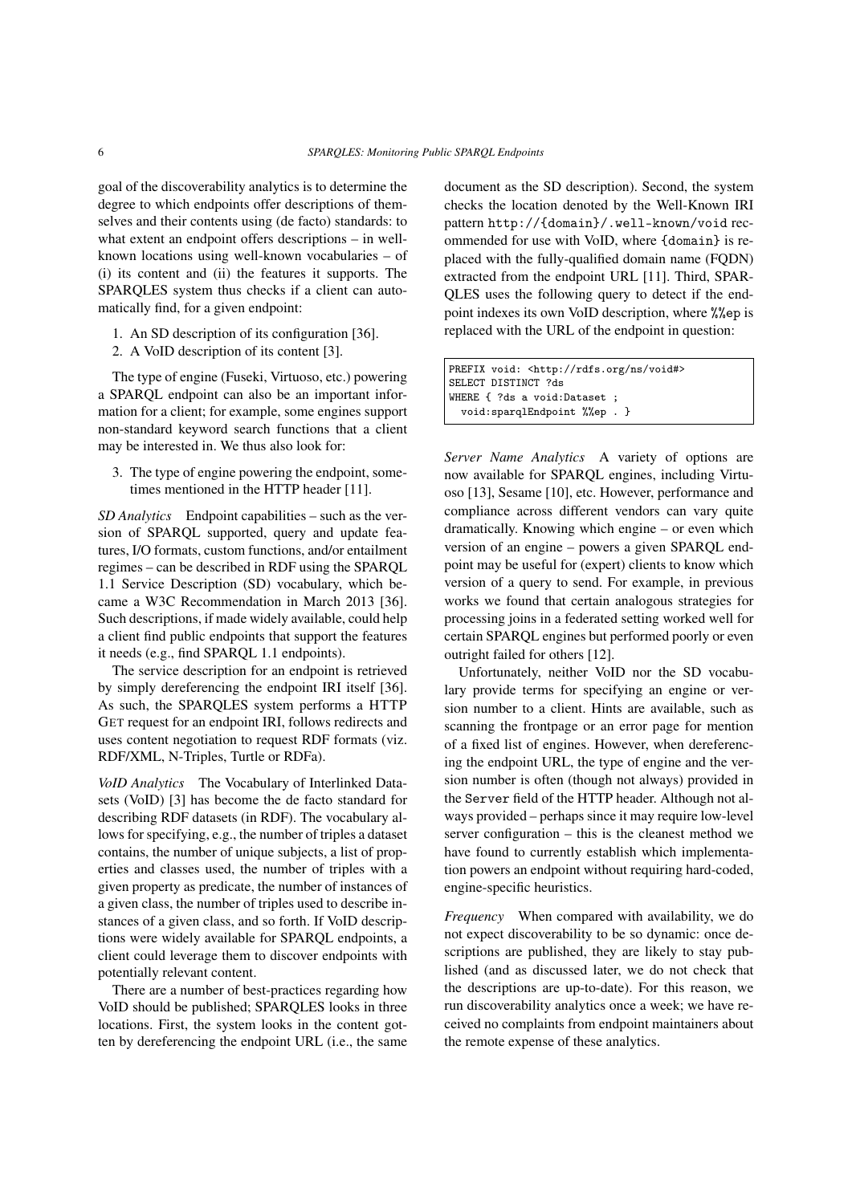goal of the discoverability analytics is to determine the degree to which endpoints offer descriptions of themselves and their contents using (de facto) standards: to what extent an endpoint offers descriptions – in well-known locations using well-known vocabularies – of (i) its content and (ii) the features it supports. The SPARQLES system thus checks if a client can automatically find, for a given endpoint:

1. An SD description of its configuration [36].
2. A VoID description of its content [3].

The type of engine (Fuseki, Virtuoso, etc.) powering a SPARQL endpoint can also be an important information for a client; for example, some engines support non-standard keyword search functions that a client may be interested in. We thus also look for:

3. The type of engine powering the endpoint, sometimes mentioned in the HTTP header [11].

*SD Analytics* Endpoint capabilities – such as the version of SPARQL supported, query and update features, I/O formats, custom functions, and/or entailment regimes – can be described in RDF using the SPARQL 1.1 Service Description (SD) vocabulary, which became a W3C Recommendation in March 2013 [36]. Such descriptions, if made widely available, could help a client find public endpoints that support the features it needs (e.g., find SPARQL 1.1 endpoints).

The service description for an endpoint is retrieved by simply dereferencing the endpoint IRI itself [36]. As such, the SPARQLES system performs a HTTP GET request for an endpoint IRI, follows redirects and uses content negotiation to request RDF formats (viz. RDF/XML, N-Triples, Turtle or RDFa).

*VoID Analytics* The Vocabulary of Interlinked Datasets (VoID) [3] has become the de facto standard for describing RDF datasets (in RDF). The vocabulary allows for specifying, e.g., the number of triples a dataset contains, the number of unique subjects, a list of properties and classes used, the number of triples with a given property as predicate, the number of instances of a given class, the number of triples used to describe instances of a given class, and so forth. If VoID descriptions were widely available for SPARQL endpoints, a client could leverage them to discover endpoints with potentially relevant content.

There are a number of best-practices regarding how VoID should be published; SPARQLES looks in three locations. First, the system looks in the content gotten by dereferencing the endpoint URL (i.e., the same document as the SD description). Second, the system checks the location denoted by the Well-Known IRI pattern `http://{domain}/.well-known/void` recommended for use with VoID, where `{domain}` is replaced with the fully-qualified domain name (FQDN) extracted from the endpoint URL [11]. Third, SPARQLES uses the following query to detect if the endpoint indexes its own VoID description, where `%%ep` is replaced with the URL of the endpoint in question:

```
PREFIX void: <http://rdfs.org/ns/void#>
SELECT DISTINCT ?ds
WHERE { ?ds a void:Dataset ;
  void:sparqlEndpoint %%ep . }
```

*Server Name Analytics* A variety of options are now available for SPARQL engines, including Virtuoso [13], Sesame [10], etc. However, performance and compliance across different vendors can vary quite dramatically. Knowing which engine – or even which version of an engine – powers a given SPARQL endpoint may be useful for (expert) clients to know which version of a query to send. For example, in previous works we found that certain analogous strategies for processing joins in a federated setting worked well for certain SPARQL engines but performed poorly or even outright failed for others [12].

Unfortunately, neither VoID nor the SD vocabulary provide terms for specifying an engine or version number to a client. Hints are available, such as scanning the frontpage or an error page for mention of a fixed list of engines. However, when dereferencing the endpoint URL, the type of engine and the version number is often (though not always) provided in the `Server` field of the HTTP header. Although not always provided – perhaps since it may require low-level server configuration – this is the cleanest method we have found to currently establish which implementation powers an endpoint without requiring hard-coded, engine-specific heuristics.

*Frequency* When compared with availability, we do not expect discoverability to be so dynamic: once descriptions are published, they are likely to stay published (and as discussed later, we do not check that the descriptions are up-to-date). For this reason, we run discoverability analytics once a week; we have received no complaints from endpoint maintainers about the remote expense of these analytics.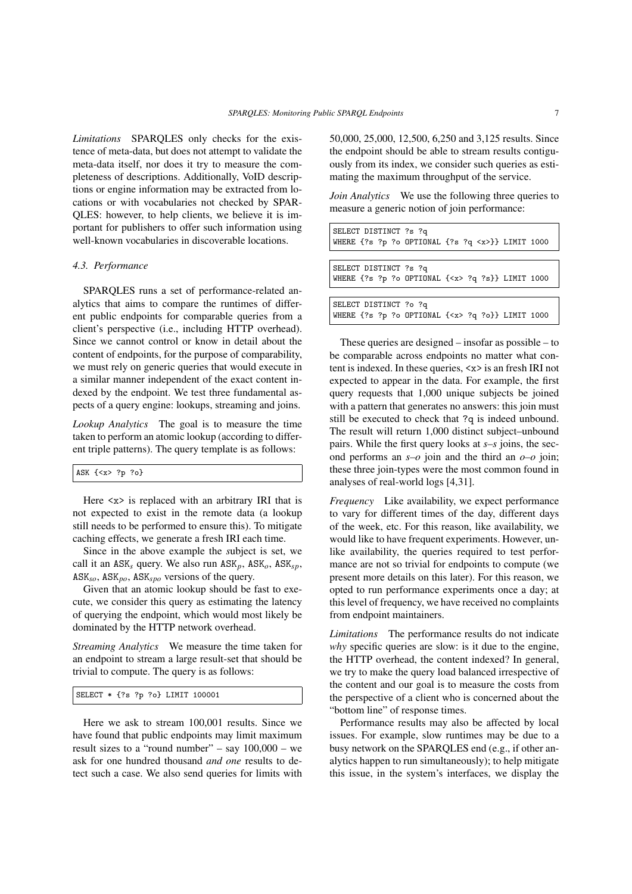*Limitations* SPARQLES only checks for the existence of meta-data, but does not attempt to validate the meta-data itself, nor does it try to measure the completeness of descriptions. Additionally, VoID descriptions or engine information may be extracted from locations or with vocabularies not checked by SPARQLES: however, to help clients, we believe it is important for publishers to offer such information using well-known vocabularies in discoverable locations.

### 4.3. Performance

SPARQLES runs a set of performance-related analytics that aims to compare the runtimes of different public endpoints for comparable queries from a client's perspective (i.e., including HTTP overhead). Since we cannot control or know in detail about the content of endpoints, for the purpose of comparability, we must rely on generic queries that would execute in a similar manner independent of the exact content indexed by the endpoint. We test three fundamental aspects of a query engine: lookups, streaming and joins.

*Lookup Analytics* The goal is to measure the time taken to perform an atomic lookup (according to different triple patterns). The query template is as follows:

```
ASK {<x> ?p ?o}
```

Here `<x>` is replaced with an arbitrary IRI that is not expected to exist in the remote data (a lookup still needs to be performed to ensure this). To mitigate caching effects, we generate a fresh IRI each time.

Since in the above example the *s*ubject is set, we call it an $\texttt{ASK}_s$ query. We also run $\texttt{ASK}_p$, $\texttt{ASK}_o$, $\texttt{ASK}_{sp}$, $\texttt{ASK}_{so}$, $\texttt{ASK}_{po}$, $\texttt{ASK}_{spo}$ versions of the query.

Given that an atomic lookup should be fast to execute, we consider this query as estimating the latency of querying the endpoint, which would most likely be dominated by the HTTP network overhead.

*Streaming Analytics* We measure the time taken for an endpoint to stream a large result-set that should be trivial to compute. The query is as follows:

```
SELECT * {?s ?p ?o} LIMIT 100001
```

Here we ask to stream 100,001 results. Since we have found that public endpoints may limit maximum result sizes to a "round number" – say 100,000 – we ask for one hundred thousand *and one* results to detect such a case. We also send queries for limits with 50,000, 25,000, 12,500, 6,250 and 3,125 results. Since the endpoint should be able to stream results contiguously from its index, we consider such queries as estimating the maximum throughput of the service.

*Join Analytics* We use the following three queries to measure a generic notion of join performance:

```
SELECT DISTINCT ?s ?q
WHERE {?s ?p ?o OPTIONAL {?s ?q <x>}} LIMIT 1000
```

```
SELECT DISTINCT ?s ?q
WHERE {?s ?p ?o OPTIONAL {<x> ?q ?s}} LIMIT 1000
```

```
SELECT DISTINCT ?o ?q
WHERE {?s ?p ?o OPTIONAL {<x> ?q ?o}} LIMIT 1000
```

These queries are designed – insofar as possible – to be comparable across endpoints no matter what content is indexed. In these queries, `<x>` is an fresh IRI not expected to appear in the data. For example, the first query requests that 1,000 unique subjects be joined with a pattern that generates no answers: this join must still be executed to check that `?q` is indeed unbound. The result will return 1,000 distinct subject–unbound pairs. While the first query looks at *s*–*s* joins, the second performs an *s*–*o* join and the third an *o*–*o* join; these three join-types were the most common found in analyses of real-world logs [4,31].

*Frequency* Like availability, we expect performance to vary for different times of the day, different days of the week, etc. For this reason, like availability, we would like to have frequent experiments. However, unlike availability, the queries required to test performance are not so trivial for endpoints to compute (we present more details on this later). For this reason, we opted to run performance experiments once a day; at this level of frequency, we have received no complaints from endpoint maintainers.

*Limitations* The performance results do not indicate *why* specific queries are slow: is it due to the engine, the HTTP overhead, the content indexed? In general, we try to make the query load balanced irrespective of the content and our goal is to measure the costs from the perspective of a client who is concerned about the "bottom line" of response times.

Performance results may also be affected by local issues. For example, slow runtimes may be due to a busy network on the SPARQLES end (e.g., if other analytics happen to run simultaneously); to help mitigate this issue, in the system's interfaces, we display the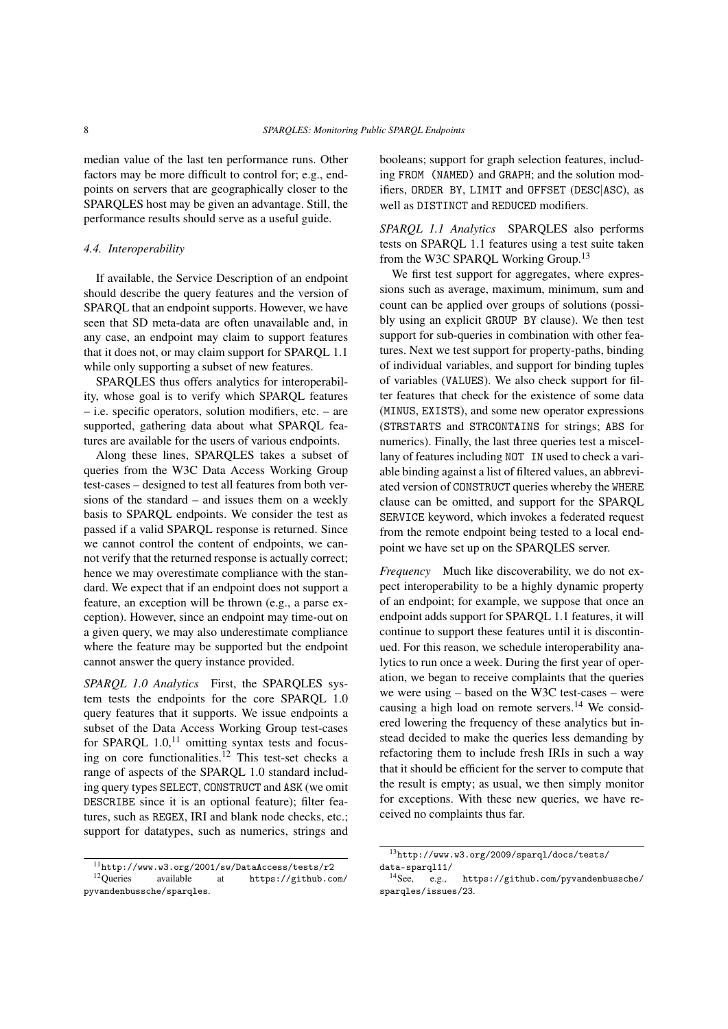median value of the last ten performance runs. Other factors may be more difficult to control for; e.g., endpoints on servers that are geographically closer to the SPARQLES host may be given an advantage. Still, the performance results should serve as a useful guide.

### 4.4. Interoperability

If available, the Service Description of an endpoint should describe the query features and the version of SPARQL that an endpoint supports. However, we have seen that SD meta-data are often unavailable and, in any case, an endpoint may claim to support features that it does not, or may claim support for SPARQL 1.1 while only supporting a subset of new features.

SPARQLES thus offers analytics for interoperability, whose goal is to verify which SPARQL features – i.e. specific operators, solution modifiers, etc. – are supported, gathering data about what SPARQL features are available for the users of various endpoints.

Along these lines, SPARQLES takes a subset of queries from the W3C Data Access Working Group test-cases – designed to test all features from both versions of the standard – and issues them on a weekly basis to SPARQL endpoints. We consider the test as passed if a valid SPARQL response is returned. Since we cannot control the content of endpoints, we cannot verify that the returned response is actually correct; hence we may overestimate compliance with the standard. We expect that if an endpoint does not support a feature, an exception will be thrown (e.g., a parse exception). However, since an endpoint may time-out on a given query, we may also underestimate compliance where the feature may be supported but the endpoint cannot answer the query instance provided.

*SPARQL 1.0 Analytics* First, the SPARQLES system tests the endpoints for the core SPARQL 1.0 query features that it supports. We issue endpoints a subset of the Data Access Working Group test-cases for SPARQL 1.0,[11] omitting syntax tests and focusing on core functionalities.[12] This test-set checks a range of aspects of the SPARQL 1.0 standard including query types `SELECT`, `CONSTRUCT` and `ASK` (we omit `DESCRIBE` since it is an optional feature); filter features, such as `REGEX`, IRI and blank node checks, etc.; support for datatypes, such as numerics, strings and booleans; support for graph selection features, including `FROM (NAMED)` and `GRAPH`; and the solution modifiers, `ORDER BY`, `LIMIT` and `OFFSET` (`DESC|ASC`), as well as `DISTINCT` and `REDUCED` modifiers.

*SPARQL 1.1 Analytics* SPARQLES also performs tests on SPARQL 1.1 features using a test suite taken from the W3C SPARQL Working Group.[13]

We first test support for aggregates, where expressions such as average, maximum, minimum, sum and count can be applied over groups of solutions (possibly using an explicit `GROUP BY` clause). We then test support for sub-queries in combination with other features. Next we test support for property-paths, binding of individual variables, and support for binding tuples of variables (`VALUES`). We also check support for filter features that check for the existence of some data (`MINUS`, `EXISTS`), and some new operator expressions (`STRSTARTS` and `STRCONTAINS` for strings; `ABS` for numerics). Finally, the last three queries test a miscellany of features including `NOT IN` used to check a variable binding against a list of filtered values, an abbreviated version of `CONSTRUCT` queries whereby the `WHERE` clause can be omitted, and support for the SPARQL `SERVICE` keyword, which invokes a federated request from the remote endpoint being tested to a local endpoint we have set up on the SPARQLES server.

*Frequency* Much like discoverability, we do not expect interoperability to be a highly dynamic property of an endpoint; for example, we suppose that once an endpoint adds support for SPARQL 1.1 features, it will continue to support these features until it is discontinued. For this reason, we schedule interoperability analytics to run once a week. During the first year of operation, we began to receive complaints that the queries we were using – based on the W3C test-cases – were causing a high load on remote servers.[14] We considered lowering the frequency of these analytics but instead decided to make the queries less demanding by refactoring them to include fresh IRIs in such a way that it should be efficient for the server to compute that the result is empty; as usual, we then simply monitor for exceptions. With these new queries, we have received no complaints thus far.

---

[11] `http://www.w3.org/2001/sw/DataAccess/tests/r2`

[12] Queries available at `https://github.com/pyvandenbussche/sparqles`.

[13] `http://www.w3.org/2009/sparql/docs/tests/data-sparql11/`

[14] See, e.g., `https://github.com/pyvandenbussche/sparqles/issues/23`.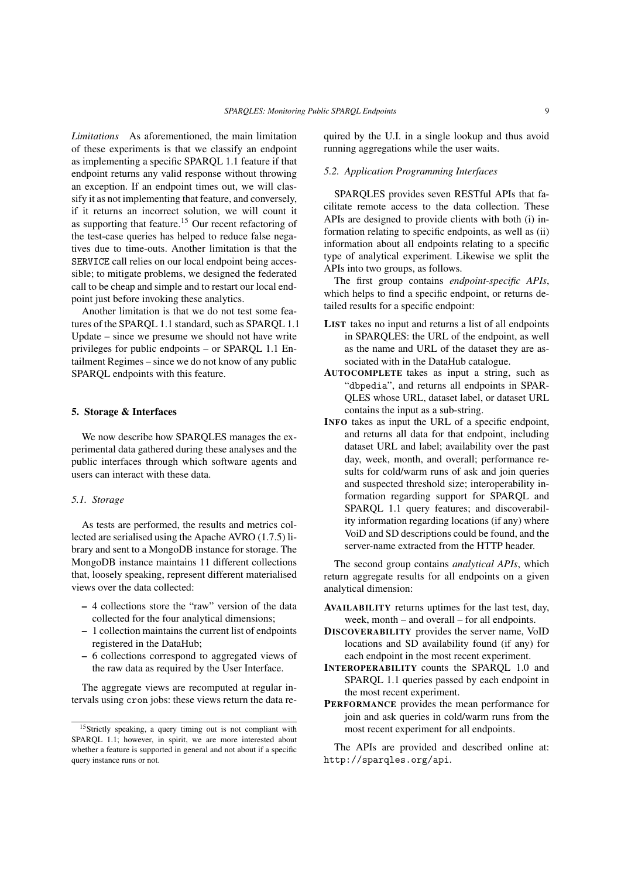*Limitations* As aforementioned, the main limitation of these experiments is that we classify an endpoint as implementing a specific SPARQL 1.1 feature if that endpoint returns any valid response without throwing an exception. If an endpoint times out, we will classify it as not implementing that feature, and conversely, if it returns an incorrect solution, we will count it as supporting that feature.[15] Our recent refactoring of the test-case queries has helped to reduce false negatives due to time-outs. Another limitation is that the `SERVICE` call relies on our local endpoint being accessible; to mitigate problems, we designed the federated call to be cheap and simple and to restart our local endpoint just before invoking these analytics.

Another limitation is that we do not test some features of the SPARQL 1.1 standard, such as SPARQL 1.1 Update – since we presume we should not have write privileges for public endpoints – or SPARQL 1.1 Entailment Regimes – since we do not know of any public SPARQL endpoints with this feature.

## 5. Storage & Interfaces

We now describe how SPARQLES manages the experimental data gathered during these analyses and the public interfaces through which software agents and users can interact with these data.

### 5.1. Storage

As tests are performed, the results and metrics collected are serialised using the Apache AVRO (1.7.5) library and sent to a MongoDB instance for storage. The MongoDB instance maintains 11 different collections that, loosely speaking, represent different materialised views over the data collected:

- 4 collections store the "raw" version of the data collected for the four analytical dimensions;
- 1 collection maintains the current list of endpoints registered in the DataHub;
- 6 collections correspond to aggregated views of the raw data as required by the User Interface.

The aggregate views are recomputed at regular intervals using `cron` jobs: these views return the data required by the U.I. in a single lookup and thus avoid running aggregations while the user waits.

### 5.2. Application Programming Interfaces

SPARQLES provides seven RESTful APIs that facilitate remote access to the data collection. These APIs are designed to provide clients with both (i) information relating to specific endpoints, as well as (ii) information about all endpoints relating to a specific type of analytical experiment. Likewise we split the APIs into two groups, as follows.

The first group contains *endpoint-specific APIs*, which helps to find a specific endpoint, or returns detailed results for a specific endpoint:

- **LIST** takes no input and returns a list of all endpoints in SPARQLES: the URL of the endpoint, as well as the name and URL of the dataset they are associated with in the DataHub catalogue.
- **AUTOCOMPLETE** takes as input a string, such as "`dbpedia`", and returns all endpoints in SPARQLES whose URL, dataset label, or dataset URL contains the input as a sub-string.
- **INFO** takes as input the URL of a specific endpoint, and returns all data for that endpoint, including dataset URL and label; availability over the past day, week, month, and overall; performance results for cold/warm runs of ask and join queries and suspected threshold size; interoperability information regarding support for SPARQL and SPARQL 1.1 query features; and discoverability information regarding locations (if any) where VoiD and SD descriptions could be found, and the server-name extracted from the HTTP header.

The second group contains *analytical APIs*, which return aggregate results for all endpoints on a given analytical dimension:

- **AVAILABILITY** returns uptimes for the last test, day, week, month – and overall – for all endpoints.
- **DISCOVERABILITY** provides the server name, VoID locations and SD availability found (if any) for each endpoint in the most recent experiment.
- **INTEROPERABILITY** counts the SPARQL 1.0 and SPARQL 1.1 queries passed by each endpoint in the most recent experiment.
- **PERFORMANCE** provides the mean performance for join and ask queries in cold/warm runs from the most recent experiment for all endpoints.

The APIs are provided and described online at: `http://sparqles.org/api`.

[15] Strictly speaking, a query timing out is not compliant with SPARQL 1.1; however, in spirit, we are more interested about whether a feature is supported in general and not about if a specific query instance runs or not.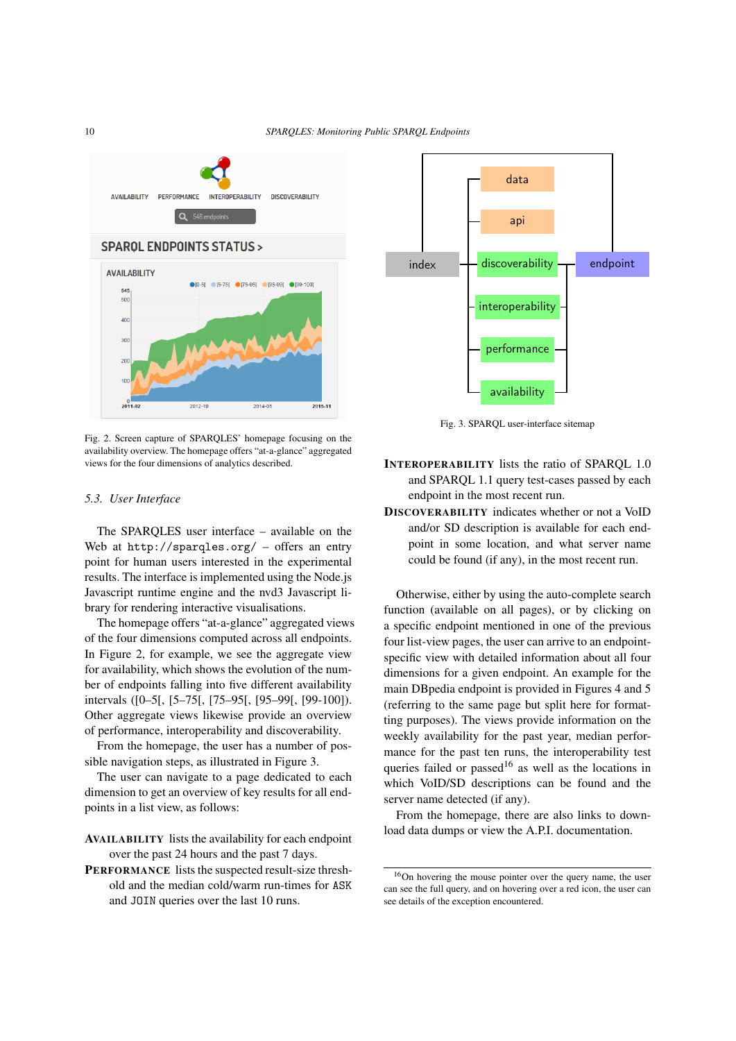Fig. 2. Screen capture of SPARQLES' homepage focusing on the availability overview. The homepage offers "at-a-glance" aggregated views for the four dimensions of analytics described.

### 5.3. User Interface

The SPARQLES user interface – available on the Web at `http://sparqles.org/` – offers an entry point for human users interested in the experimental results. The interface is implemented using the Node.js Javascript runtime engine and the nvd3 Javascript library for rendering interactive visualisations.

The homepage offers "at-a-glance" aggregated views of the four dimensions computed across all endpoints. In Figure 2, for example, we see the aggregate view for availability, which shows the evolution of the number of endpoints falling into five different availability intervals ([0–5[, [5–75[, [75–95[, [95–99[, [99-100]). Other aggregate views likewise provide an overview of performance, interoperability and discoverability.

From the homepage, the user has a number of possible navigation steps, as illustrated in Figure 3.

The user can navigate to a page dedicated to each dimension to get an overview of key results for all endpoints in a list view, as follows:

**Availability** lists the availability for each endpoint over the past 24 hours and the past 7 days.

**Performance** lists the suspected result-size threshold and the median cold/warm run-times for `ASK` and `JOIN` queries over the last 10 runs.

Fig. 3. SPARQL user-interface sitemap

**Interoperability** lists the ratio of SPARQL 1.0 and SPARQL 1.1 query test-cases passed by each endpoint in the most recent run.

**Discoverability** indicates whether or not a VoID and/or SD description is available for each endpoint in some location, and what server name could be found (if any), in the most recent run.

Otherwise, either by using the auto-complete search function (available on all pages), or by clicking on a specific endpoint mentioned in one of the previous four list-view pages, the user can arrive to an endpoint-specific view with detailed information about all four dimensions for a given endpoint. An example for the main DBpedia endpoint is provided in Figures 4 and 5 (referring to the same page but split here for formatting purposes). The views provide information on the weekly availability for the past year, median performance for the past ten runs, the interoperability test queries failed or passed[16] as well as the locations in which VoID/SD descriptions can be found and the server name detected (if any).

From the homepage, there are also links to download data dumps or view the A.P.I. documentation.

[16] On hovering the mouse pointer over the query name, the user can see the full query, and on hovering over a red icon, the user can see details of the exception encountered.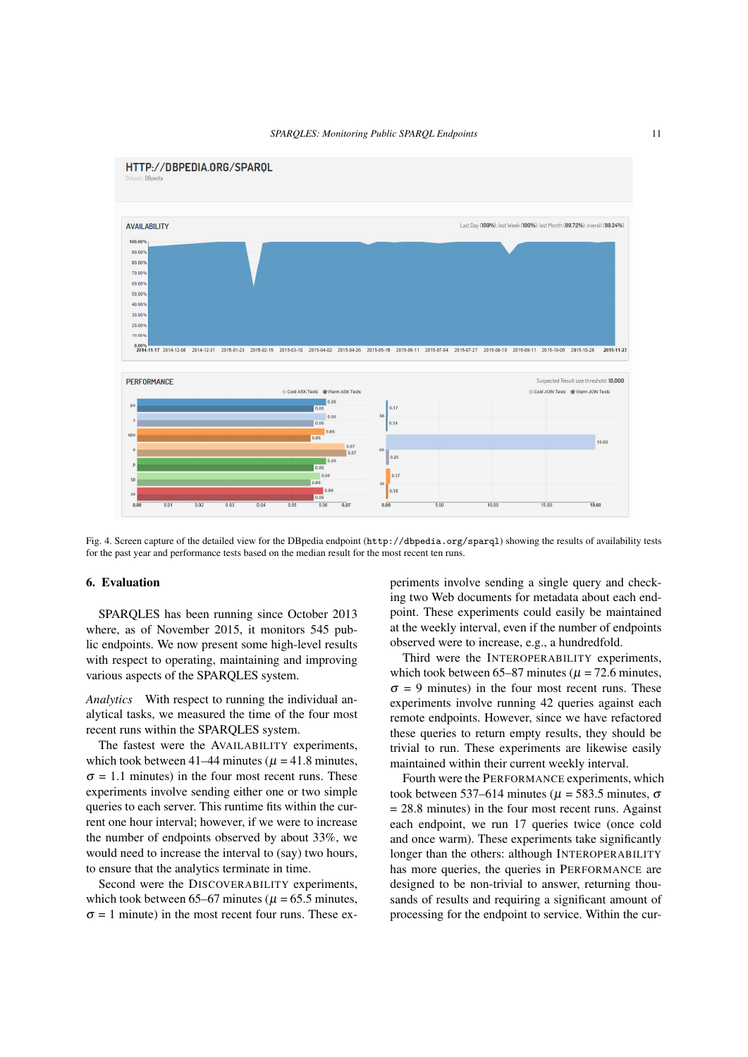Fig. 4. Screen capture of the detailed view for the DBpedia endpoint (`http://dbpedia.org/sparql`) showing the results of availability tests for the past year and performance tests based on the median result for the most recent ten runs.

## 6. Evaluation

SPARQLES has been running since October 2013 where, as of November 2015, it monitors 545 public endpoints. We now present some high-level results with respect to operating, maintaining and improving various aspects of the SPARQLES system.

*Analytics* With respect to running the individual analytical tasks, we measured the time of the four most recent runs within the SPARQLES system.

The fastest were the AVAILABILITY experiments, which took between 41–44 minutes ($\mu$ = 41.8 minutes, $\sigma$ = 1.1 minutes) in the four most recent runs. These experiments involve sending either one or two simple queries to each server. This runtime fits within the current one hour interval; however, if we were to increase the number of endpoints observed by about 33%, we would need to increase the interval to (say) two hours, to ensure that the analytics terminate in time.

Second were the DISCOVERABILITY experiments, which took between 65–67 minutes ($\mu$ = 65.5 minutes, $\sigma$ = 1 minute) in the most recent four runs. These experiments involve sending a single query and checking two Web documents for metadata about each endpoint. These experiments could easily be maintained at the weekly interval, even if the number of endpoints observed were to increase, e.g., a hundredfold.

Third were the INTEROPERABILITY experiments, which took between 65–87 minutes ($\mu$ = 72.6 minutes, $\sigma$ = 9 minutes) in the four most recent runs. These experiments involve running 42 queries against each remote endpoints. However, since we have refactored these queries to return empty results, they should be trivial to run. These experiments are likewise easily maintained within their current weekly interval.

Fourth were the PERFORMANCE experiments, which took between 537–614 minutes ($\mu$ = 583.5 minutes, $\sigma$ = 28.8 minutes) in the four most recent runs. Against each endpoint, we run 17 queries twice (once cold and once warm). These experiments take significantly longer than the others: although INTEROPERABILITY has more queries, the queries in PERFORMANCE are designed to be non-trivial to answer, returning thousands of results and requiring a significant amount of processing for the endpoint to service. Within the cur-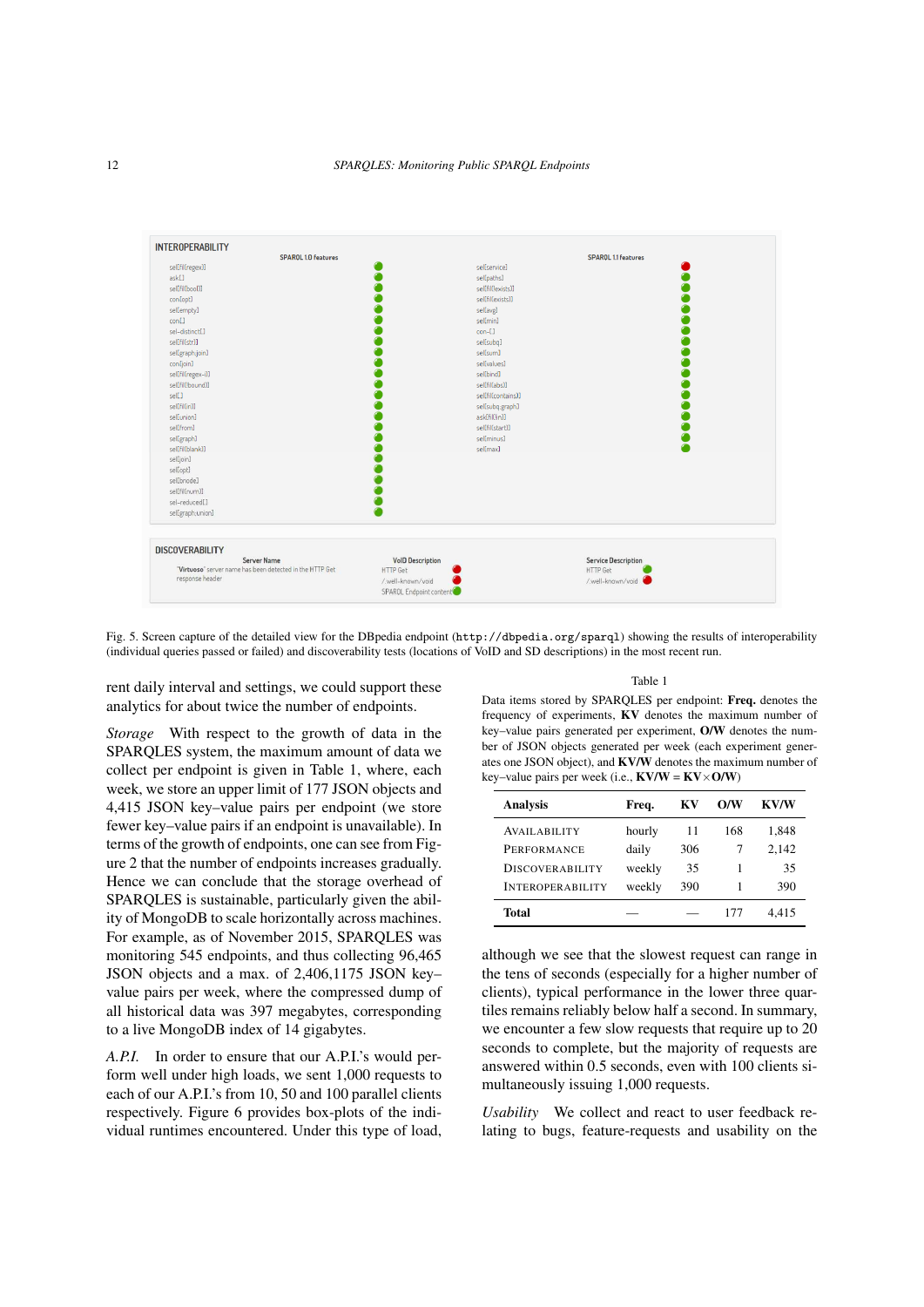Fig. 5. Screen capture of the detailed view for the DBpedia endpoint (`http://dbpedia.org/sparql`) showing the results of interoperability (individual queries passed or failed) and discoverability tests (locations of VoID and SD descriptions) in the most recent run.

rent daily interval and settings, we could support these analytics for about twice the number of endpoints.

*Storage* With respect to the growth of data in the SPARQLES system, the maximum amount of data we collect per endpoint is given in Table 1, where, each week, we store an upper limit of 177 JSON objects and 4,415 JSON key–value pairs per endpoint (we store fewer key–value pairs if an endpoint is unavailable). In terms of the growth of endpoints, one can see from Figure 2 that the number of endpoints increases gradually. Hence we can conclude that the storage overhead of SPARQLES is sustainable, particularly given the ability of MongoDB to scale horizontally across machines. For example, as of November 2015, SPARQLES was monitoring 545 endpoints, and thus collecting 96,465 JSON objects and a max. of 2,406,1175 JSON key–value pairs per week, where the compressed dump of all historical data was 397 megabytes, corresponding to a live MongoDB index of 14 gigabytes.

*A.P.I.* In order to ensure that our A.P.I.'s would perform well under high loads, we sent 1,000 requests to each of our A.P.I.'s from 10, 50 and 100 parallel clients respectively. Figure 6 provides box-plots of the individual runtimes encountered. Under this type of load,

Table 1

Data items stored by SPARQLES per endpoint: **Freq.** denotes the frequency of experiments, **KV** denotes the maximum number of key–value pairs generated per experiment, **O/W** denotes the number of JSON objects generated per week (each experiment generates one JSON object), and **KV/W** denotes the maximum number of key–value pairs per week (i.e., **KV/W** = **KV**×**O/W**)

| Analysis | Freq. | KV | O/W | KV/W |
|---|---|---|---|---|
| AVAILABILITY | hourly | 11 | 168 | 1,848 |
| PERFORMANCE | daily | 306 | 7 | 2,142 |
| DISCOVERABILITY | weekly | 35 | 1 | 35 |
| INTEROPERABILITY | weekly | 390 | 1 | 390 |
| **Total** | — | — | 177 | 4,415 |

although we see that the slowest request can range in the tens of seconds (especially for a higher number of clients), typical performance in the lower three quartiles remains reliably below half a second. In summary, we encounter a few slow requests that require up to 20 seconds to complete, but the majority of requests are answered within 0.5 seconds, even with 100 clients simultaneously issuing 1,000 requests.

*Usability* We collect and react to user feedback relating to bugs, feature-requests and usability on the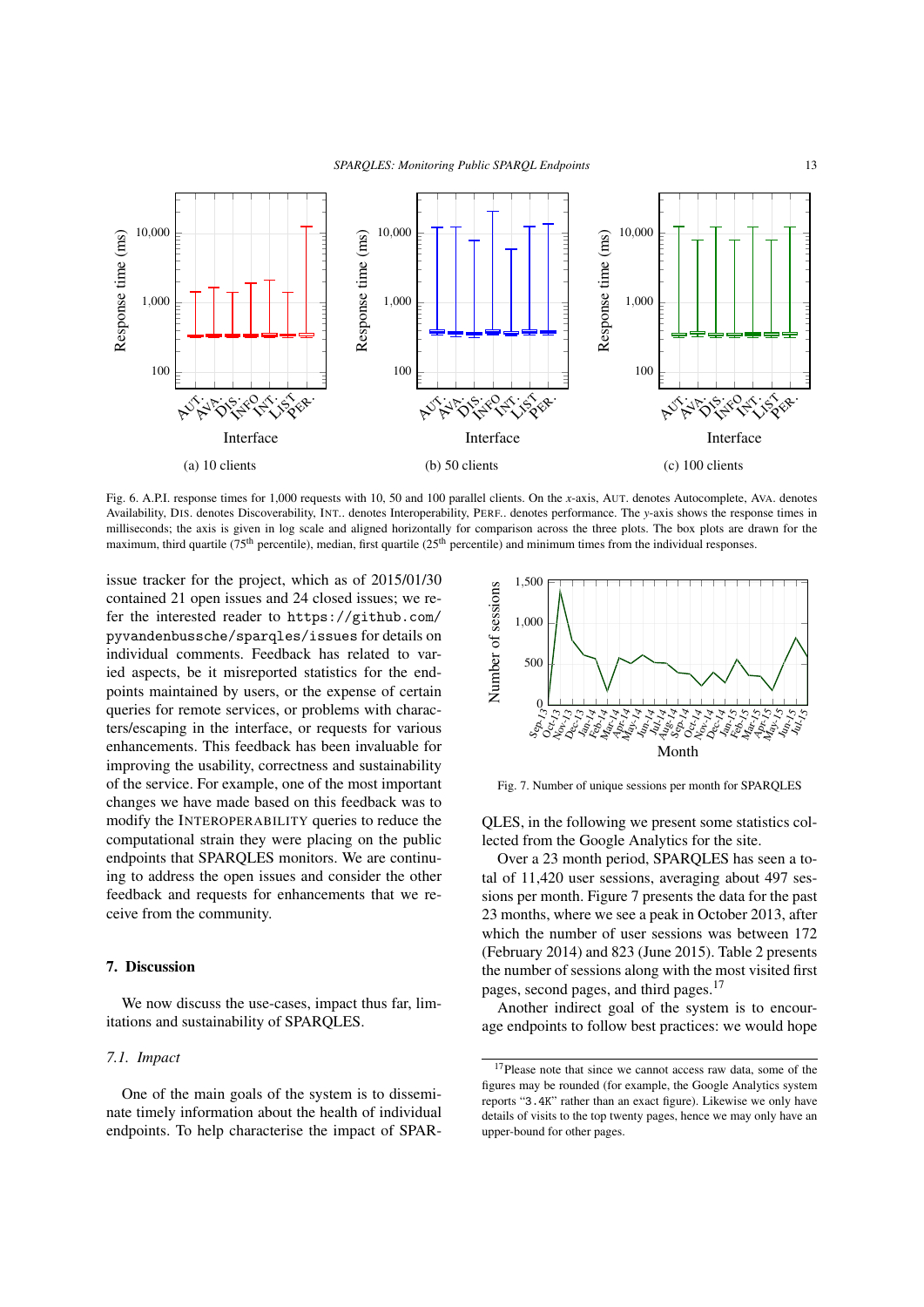Fig. 6. A.P.I. response times for 1,000 requests with 10, 50 and 100 parallel clients. On the *x*-axis, AUT. denotes Autocomplete, AVA. denotes Availability, DIS. denotes Discoverability, INT.. denotes Interoperability, PERF.. denotes performance. The *y*-axis shows the response times in milliseconds; the axis is given in log scale and aligned horizontally for comparison across the three plots. The box plots are drawn for the maximum, third quartile (75th percentile), median, first quartile (25th percentile) and minimum times from the individual responses.

issue tracker for the project, which as of 2015/01/30 contained 21 open issues and 24 closed issues; we refer the interested reader to `https://github.com/pyvandenbussche/sparqles/issues` for details on individual comments. Feedback has related to varied aspects, be it misreported statistics for the endpoints maintained by users, or the expense of certain queries for remote services, or problems with characters/escaping in the interface, or requests for various enhancements. This feedback has been invaluable for improving the usability, correctness and sustainability of the service. For example, one of the most important changes we have made based on this feedback was to modify the INTEROPERABILITY queries to reduce the computational strain they were placing on the public endpoints that SPARQLES monitors. We are continuing to address the open issues and consider the other feedback and requests for enhancements that we receive from the community.

## 7. Discussion

We now discuss the use-cases, impact thus far, limitations and sustainability of SPARQLES.

### 7.1. Impact

One of the main goals of the system is to disseminate timely information about the health of individual endpoints. To help characterise the impact of SPARQLES, in the following we present some statistics collected from the Google Analytics for the site.

Fig. 7. Number of unique sessions per month for SPARQLES

Over a 23 month period, SPARQLES has seen a total of 11,420 user sessions, averaging about 497 sessions per month. Figure 7 presents the data for the past 23 months, where we see a peak in October 2013, after which the number of user sessions was between 172 (February 2014) and 823 (June 2015). Table 2 presents the number of sessions along with the most visited first pages, second pages, and third pages.[17]

Another indirect goal of the system is to encourage endpoints to follow best practices: we would hope

[17] Please note that since we cannot access raw data, some of the figures may be rounded (for example, the Google Analytics system reports "`3.4K`" rather than an exact figure). Likewise we only have details of visits to the top twenty pages, hence we may only have an upper-bound for other pages.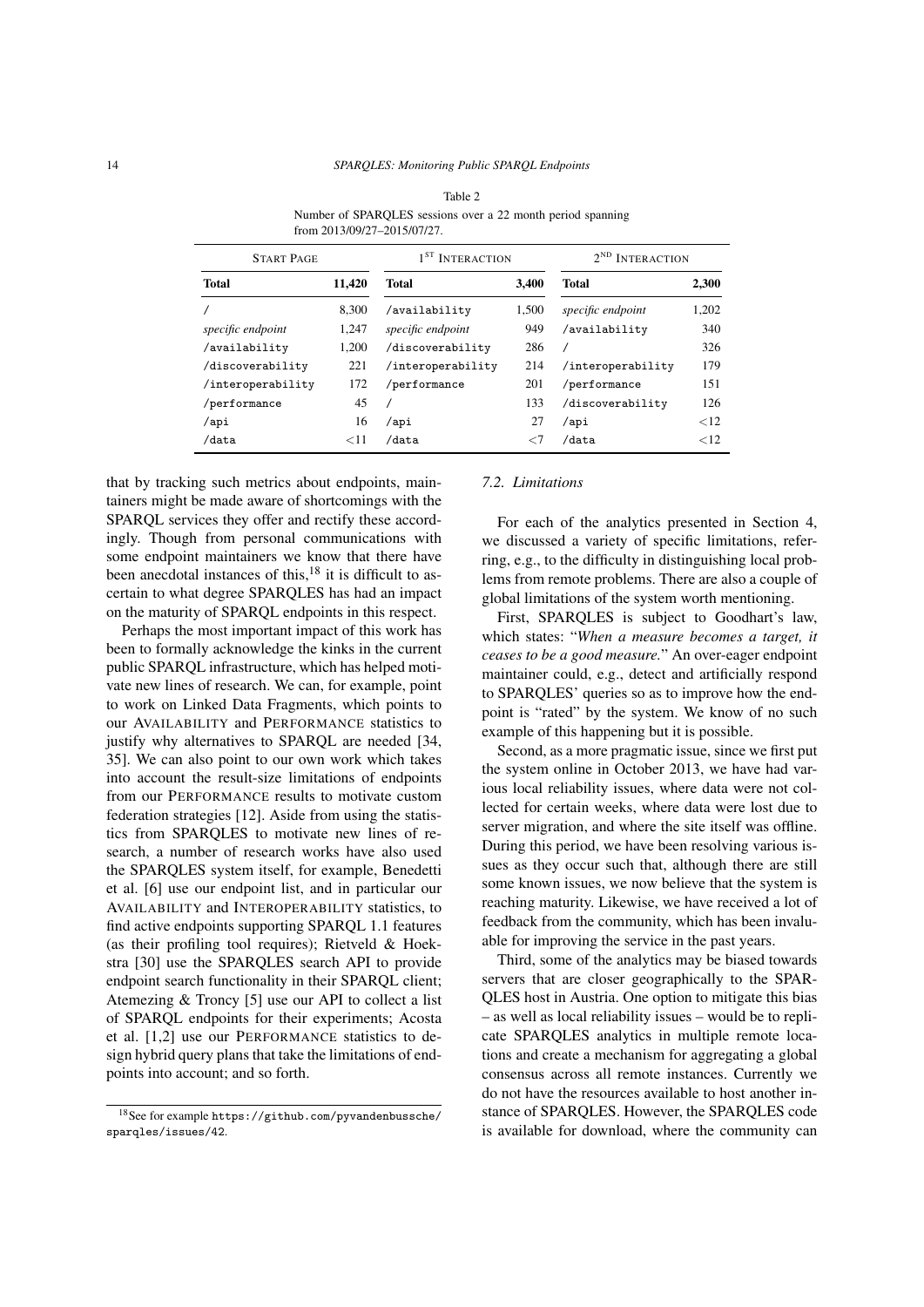Table 2

Number of SPARQLES sessions over a 22 month period spanning from 2013/09/27–2015/07/27.

| START PAGE | | 1[ST] INTERACTION | | 2[ND] INTERACTION | |
|---|---|---|---|---|---|
| **Total** | **11,420** | **Total** | **3,400** | **Total** | **2,300** |
| / | 8,300 | /availability | 1,500 | *specific endpoint* | 1,202 |
| *specific endpoint* | 1,247 | *specific endpoint* | 949 | /availability | 340 |
| /availability | 1,200 | /discoverability | 286 | / | 326 |
| /discoverability | 221 | /interoperability | 214 | /interoperability | 179 |
| /interoperability | 172 | /performance | 201 | /performance | 151 |
| /performance | 45 | / | 133 | /discoverability | 126 |
| /api | 16 | /api | 27 | /api | <12 |
| /data | <11 | /data | <7 | /data | <12 |

that by tracking such metrics about endpoints, maintainers might be made aware of shortcomings with the SPARQL services they offer and rectify these accordingly. Though from personal communications with some endpoint maintainers we know that there have been anecdotal instances of this,[18] it is difficult to ascertain to what degree SPARQLES has had an impact on the maturity of SPARQL endpoints in this respect.

Perhaps the most important impact of this work has been to formally acknowledge the kinks in the current public SPARQL infrastructure, which has helped motivate new lines of research. We can, for example, point to work on Linked Data Fragments, which points to our AVAILABILITY and PERFORMANCE statistics to justify why alternatives to SPARQL are needed [34, 35]. We can also point to our own work which takes into account the result-size limitations of endpoints from our PERFORMANCE results to motivate custom federation strategies [12]. Aside from using the statistics from SPARQLES to motivate new lines of research, a number of research works have also used the SPARQLES system itself, for example, Benedetti et al. [6] use our endpoint list, and in particular our AVAILABILITY and INTEROPERABILITY statistics, to find active endpoints supporting SPARQL 1.1 features (as their profiling tool requires); Rietveld & Hoekstra [30] use the SPARQLES search API to provide endpoint search functionality in their SPARQL client; Atemezing & Troncy [5] use our API to collect a list of SPARQL endpoints for their experiments; Acosta et al. [1,2] use our PERFORMANCE statistics to design hybrid query plans that take the limitations of endpoints into account; and so forth.

[18] See for example https://github.com/pyvandenbussche/sparqles/issues/42.

### 7.2. Limitations

For each of the analytics presented in Section 4, we discussed a variety of specific limitations, referring, e.g., to the difficulty in distinguishing local problems from remote problems. There are also a couple of global limitations of the system worth mentioning.

First, SPARQLES is subject to Goodhart's law, which states: "*When a measure becomes a target, it ceases to be a good measure.*" An over-eager endpoint maintainer could, e.g., detect and artificially respond to SPARQLES' queries so as to improve how the endpoint is "rated" by the system. We know of no such example of this happening but it is possible.

Second, as a more pragmatic issue, since we first put the system online in October 2013, we have had various local reliability issues, where data were not collected for certain weeks, where data were lost due to server migration, and where the site itself was offline. During this period, we have been resolving various issues as they occur such that, although there are still some known issues, we now believe that the system is reaching maturity. Likewise, we have received a lot of feedback from the community, which has been invaluable for improving the service in the past years.

Third, some of the analytics may be biased towards servers that are closer geographically to the SPARQLES host in Austria. One option to mitigate this bias – as well as local reliability issues – would be to replicate SPARQLES analytics in multiple remote locations and create a mechanism for aggregating a global consensus across all remote instances. Currently we do not have the resources available to host another instance of SPARQLES. However, the SPARQLES code is available for download, where the community can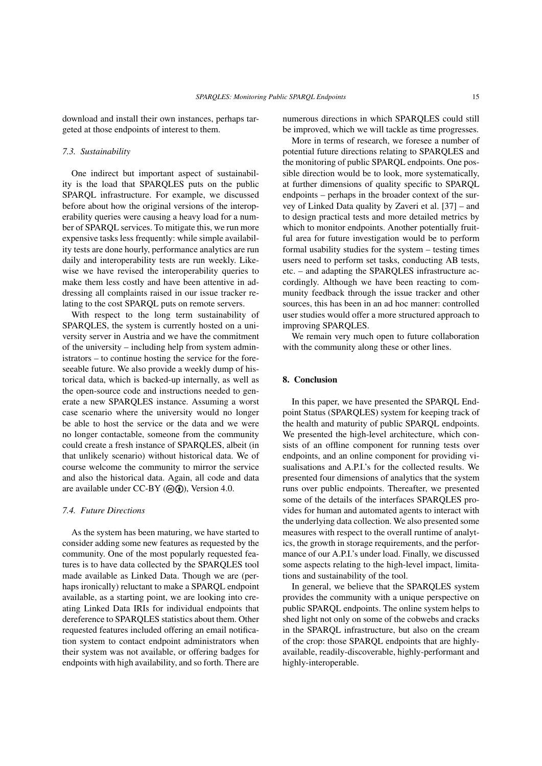download and install their own instances, perhaps targeted at those endpoints of interest to them.

### *7.3. Sustainability*

One indirect but important aspect of sustainability is the load that SPARQLES puts on the public SPARQL infrastructure. For example, we discussed before about how the original versions of the interoperability queries were causing a heavy load for a number of SPARQL services. To mitigate this, we run more expensive tasks less frequently: while simple availability tests are done hourly, performance analytics are run daily and interoperability tests are run weekly. Likewise we have revised the interoperability queries to make them less costly and have been attentive in addressing all complaints raised in our issue tracker relating to the cost SPARQL puts on remote servers.

With respect to the long term sustainability of SPARQLES, the system is currently hosted on a university server in Austria and we have the commitment of the university – including help from system administrators – to continue hosting the service for the foreseeable future. We also provide a weekly dump of historical data, which is backed-up internally, as well as the open-source code and instructions needed to generate a new SPARQLES instance. Assuming a worst case scenario where the university would no longer be able to host the service or the data and we were no longer contactable, someone from the community could create a fresh instance of SPARQLES, albeit (in that unlikely scenario) without historical data. We of course welcome the community to mirror the service and also the historical data. Again, all code and data are available under CC-BY (🅭🅯), Version 4.0.

### *7.4. Future Directions*

As the system has been maturing, we have started to consider adding some new features as requested by the community. One of the most popularly requested features is to have data collected by the SPARQLES tool made available as Linked Data. Though we are (perhaps ironically) reluctant to make a SPARQL endpoint available, as a starting point, we are looking into creating Linked Data IRIs for individual endpoints that dereference to SPARQLES statistics about them. Other requested features included offering an email notification system to contact endpoint administrators when their system was not available, or offering badges for endpoints with high availability, and so forth. There are numerous directions in which SPARQLES could still be improved, which we will tackle as time progresses.

More in terms of research, we foresee a number of potential future directions relating to SPARQLES and the monitoring of public SPARQL endpoints. One possible direction would be to look, more systematically, at further dimensions of quality specific to SPARQL endpoints – perhaps in the broader context of the survey of Linked Data quality by Zaveri et al. [37] – and to design practical tests and more detailed metrics by which to monitor endpoints. Another potentially fruitful area for future investigation would be to perform formal usability studies for the system – testing times users need to perform set tasks, conducting AB tests, etc. – and adapting the SPARQLES infrastructure accordingly. Although we have been reacting to community feedback through the issue tracker and other sources, this has been in an ad hoc manner: controlled user studies would offer a more structured approach to improving SPARQLES.

We remain very much open to future collaboration with the community along these or other lines.

## 8. Conclusion

In this paper, we have presented the SPARQL Endpoint Status (SPARQLES) system for keeping track of the health and maturity of public SPARQL endpoints. We presented the high-level architecture, which consists of an offline component for running tests over endpoints, and an online component for providing visualisations and A.P.I.'s for the collected results. We presented four dimensions of analytics that the system runs over public endpoints. Thereafter, we presented some of the details of the interfaces SPARQLES provides for human and automated agents to interact with the underlying data collection. We also presented some measures with respect to the overall runtime of analytics, the growth in storage requirements, and the performance of our A.P.I.'s under load. Finally, we discussed some aspects relating to the high-level impact, limitations and sustainability of the tool.

In general, we believe that the SPARQLES system provides the community with a unique perspective on public SPARQL endpoints. The online system helps to shed light not only on some of the cobwebs and cracks in the SPARQL infrastructure, but also on the cream of the crop: those SPARQL endpoints that are highly-available, readily-discoverable, highly-performant and highly-interoperable.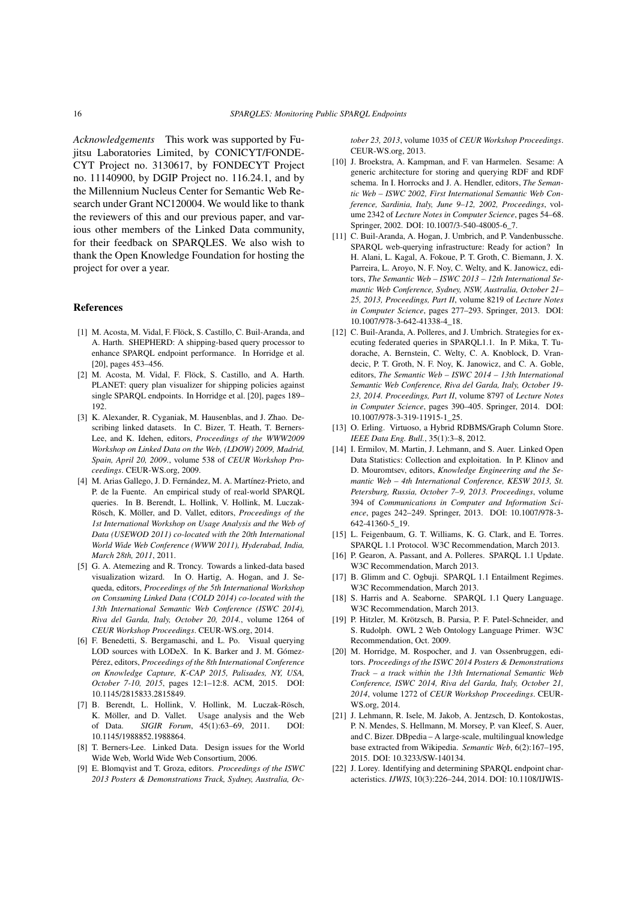*Acknowledgements* This work was supported by Fujitsu Laboratories Limited, by CONICYT/FONDECYT Project no. 3130617, by FONDECYT Project no. 11140900, by DGIP Project no. 116.24.1, and by the Millennium Nucleus Center for Semantic Web Research under Grant NC120004. We would like to thank the reviewers of this and our previous paper, and various other members of the Linked Data community, for their feedback on SPARQLES. We also wish to thank the Open Knowledge Foundation for hosting the project for over a year.

## References

[1] M. Acosta, M. Vidal, F. Flöck, S. Castillo, C. Buil-Aranda, and A. Harth. SHEPHERD: A shipping-based query processor to enhance SPARQL endpoint performance. In Horridge et al. [20], pages 453–456.

[2] M. Acosta, M. Vidal, F. Flöck, S. Castillo, and A. Harth. PLANET: query plan visualizer for shipping policies against single SPARQL endpoints. In Horridge et al. [20], pages 189–192.

[3] K. Alexander, R. Cyganiak, M. Hausenblas, and J. Zhao. Describing linked datasets. In C. Bizer, T. Heath, T. Berners-Lee, and K. Idehen, editors, *Proceedings of the WWW2009 Workshop on Linked Data on the Web, (LDOW) 2009, Madrid, Spain, April 20, 2009.*, volume 538 of *CEUR Workshop Proceedings*. CEUR-WS.org, 2009.

[4] M. Arias Gallego, J. D. Fernández, M. A. Martínez-Prieto, and P. de la Fuente. An empirical study of real-world SPARQL queries. In B. Berendt, L. Hollink, V. Hollink, M. Luczak-Rösch, K. Möller, and D. Vallet, editors, *Proceedings of the 1st International Workshop on Usage Analysis and the Web of Data (USEWOD 2011) co-located with the 20th International World Wide Web Conference (WWW 2011), Hyderabad, India, March 28th, 2011*, 2011.

[5] G. A. Atemezing and R. Troncy. Towards a linked-data based visualization wizard. In O. Hartig, A. Hogan, and J. Sequeda, editors, *Proceedings of the 5th International Workshop on Consuming Linked Data (COLD 2014) co-located with the 13th International Semantic Web Conference (ISWC 2014), Riva del Garda, Italy, October 20, 2014.*, volume 1264 of *CEUR Workshop Proceedings*. CEUR-WS.org, 2014.

[6] F. Benedetti, S. Bergamaschi, and L. Po. Visual querying LOD sources with LODeX. In K. Barker and J. M. Gómez-Pérez, editors, *Proceedings of the 8th International Conference on Knowledge Capture, K-CAP 2015, Palisades, NY, USA, October 7-10, 2015*, pages 12:1–12:8. ACM, 2015. DOI: 10.1145/2815833.2815849.

[7] B. Berendt, L. Hollink, V. Hollink, M. Luczak-Rösch, K. Möller, and D. Vallet. Usage analysis and the Web of Data. *SIGIR Forum*, 45(1):63–69, 2011. DOI: 10.1145/1988852.1988864.

[8] T. Berners-Lee. Linked Data. Design issues for the World Wide Web, World Wide Web Consortium, 2006.

[9] E. Blomqvist and T. Groza, editors. *Proceedings of the ISWC 2013 Posters & Demonstrations Track, Sydney, Australia, October 23, 2013*, volume 1035 of *CEUR Workshop Proceedings*. CEUR-WS.org, 2013.

[10] J. Broekstra, A. Kampman, and F. van Harmelen. Sesame: A generic architecture for storing and querying RDF and RDF schema. In I. Horrocks and J. A. Hendler, editors, *The Semantic Web – ISWC 2002, First International Semantic Web Conference, Sardinia, Italy, June 9–12, 2002, Proceedings*, volume 2342 of *Lecture Notes in Computer Science*, pages 54–68. Springer, 2002. DOI: 10.1007/3-540-48005-6_7.

[11] C. Buil-Aranda, A. Hogan, J. Umbrich, and P. Vandenbussche. SPARQL web-querying infrastructure: Ready for action? In H. Alani, L. Kagal, A. Fokoue, P. T. Groth, C. Biemann, J. X. Parreira, L. Aroyo, N. F. Noy, C. Welty, and K. Janowicz, editors, *The Semantic Web – ISWC 2013 – 12th International Semantic Web Conference, Sydney, NSW, Australia, October 21–25, 2013, Proceedings, Part II*, volume 8219 of *Lecture Notes in Computer Science*, pages 277–293. Springer, 2013. DOI: 10.1007/978-3-642-41338-4_18.

[12] C. Buil-Aranda, A. Polleres, and J. Umbrich. Strategies for executing federated queries in SPARQL1.1. In P. Mika, T. Tudorache, A. Bernstein, C. Welty, C. A. Knoblock, D. Vrandecic, P. T. Groth, N. F. Noy, K. Janowicz, and C. A. Goble, editors, *The Semantic Web – ISWC 2014 – 13th International Semantic Web Conference, Riva del Garda, Italy, October 19-23, 2014. Proceedings, Part II*, volume 8797 of *Lecture Notes in Computer Science*, pages 390–405. Springer, 2014. DOI: 10.1007/978-3-319-11915-1_25.

[13] O. Erling. Virtuoso, a Hybrid RDBMS/Graph Column Store. *IEEE Data Eng. Bull.*, 35(1):3–8, 2012.

[14] I. Ermilov, M. Martin, J. Lehmann, and S. Auer. Linked Open Data Statistics: Collection and exploitation. In P. Klinov and D. Mouromtsev, editors, *Knowledge Engineering and the Semantic Web – 4th International Conference, KESW 2013, St. Petersburg, Russia, October 7–9, 2013. Proceedings*, volume 394 of *Communications in Computer and Information Science*, pages 242–249. Springer, 2013. DOI: 10.1007/978-3-642-41360-5_19.

[15] L. Feigenbaum, G. T. Williams, K. G. Clark, and E. Torres. SPARQL 1.1 Protocol. W3C Recommendation, March 2013.

[16] P. Gearon, A. Passant, and A. Polleres. SPARQL 1.1 Update. W3C Recommendation, March 2013.

[17] B. Glimm and C. Ogbuji. SPARQL 1.1 Entailment Regimes. W3C Recommendation, March 2013.

[18] S. Harris and A. Seaborne. SPARQL 1.1 Query Language. W3C Recommendation, March 2013.

[19] P. Hitzler, M. Krötzsch, B. Parsia, P. F. Patel-Schneider, and S. Rudolph. OWL 2 Web Ontology Language Primer. W3C Recommendation, Oct. 2009.

[20] M. Horridge, M. Rospocher, and J. van Ossenbruggen, editors. *Proceedings of the ISWC 2014 Posters & Demonstrations Track – a track within the 13th International Semantic Web Conference, ISWC 2014, Riva del Garda, Italy, October 21, 2014*, volume 1272 of *CEUR Workshop Proceedings*. CEUR-WS.org, 2014.

[21] J. Lehmann, R. Isele, M. Jakob, A. Jentzsch, D. Kontokostas, P. N. Mendes, S. Hellmann, M. Morsey, P. van Kleef, S. Auer, and C. Bizer. DBpedia – A large-scale, multilingual knowledge base extracted from Wikipedia. *Semantic Web*, 6(2):167–195, 2015. DOI: 10.3233/SW-140134.

[22] J. Lorey. Identifying and determining SPARQL endpoint characteristics. *IJWIS*, 10(3):226–244, 2014. DOI: 10.1108/IJWIS-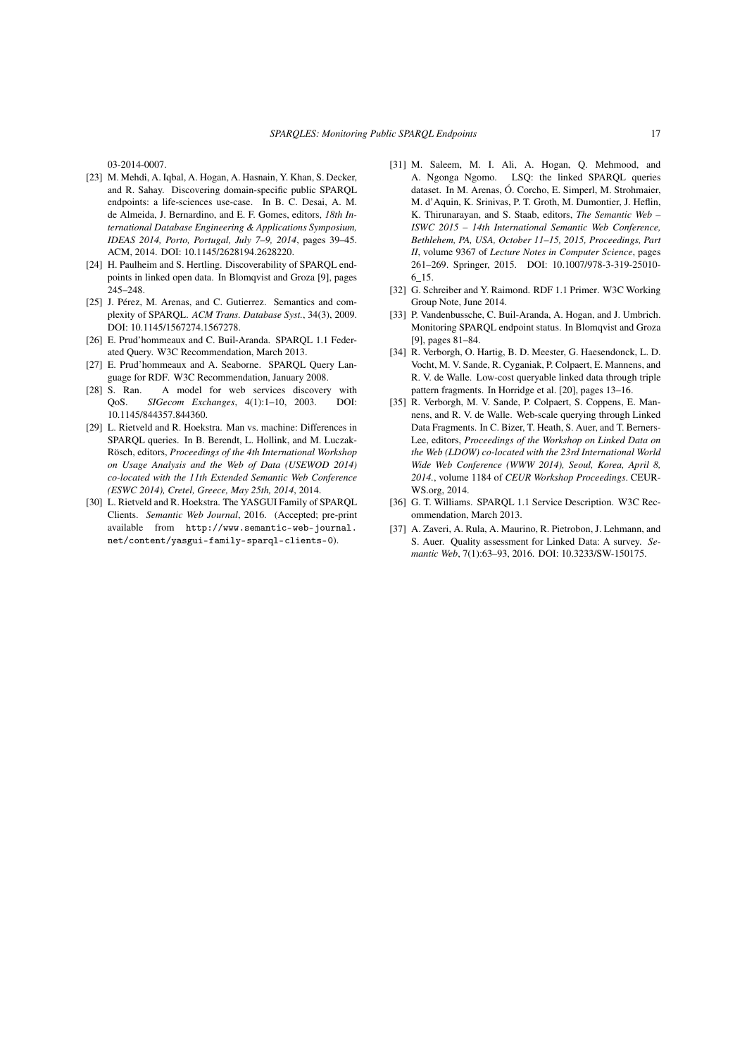03-2014-0007.

[23] M. Mehdi, A. Iqbal, A. Hogan, A. Hasnain, Y. Khan, S. Decker, and R. Sahay. Discovering domain-specific public SPARQL endpoints: a life-sciences use-case. In B. C. Desai, A. M. de Almeida, J. Bernardino, and E. F. Gomes, editors, *18th International Database Engineering & Applications Symposium, IDEAS 2014, Porto, Portugal, July 7–9, 2014*, pages 39–45. ACM, 2014. DOI: 10.1145/2628194.2628220.

[24] H. Paulheim and S. Hertling. Discoverability of SPARQL endpoints in linked open data. In Blomqvist and Groza [9], pages 245–248.

[25] J. Pérez, M. Arenas, and C. Gutierrez. Semantics and complexity of SPARQL. *ACM Trans. Database Syst.*, 34(3), 2009. DOI: 10.1145/1567274.1567278.

[26] E. Prud'hommeaux and C. Buil-Aranda. SPARQL 1.1 Federated Query. W3C Recommendation, March 2013.

[27] E. Prud'hommeaux and A. Seaborne. SPARQL Query Language for RDF. W3C Recommendation, January 2008.

[28] S. Ran. A model for web services discovery with QoS. *SIGecom Exchanges*, 4(1):1–10, 2003. DOI: 10.1145/844357.844360.

[29] L. Rietveld and R. Hoekstra. Man vs. machine: Differences in SPARQL queries. In B. Berendt, L. Hollink, and M. Luczak-Rösch, editors, *Proceedings of the 4th International Workshop on Usage Analysis and the Web of Data (USEWOD 2014) co-located with the 11th Extended Semantic Web Conference (ESWC 2014), Cretel, Greece, May 25th, 2014*, 2014.

[30] L. Rietveld and R. Hoekstra. The YASGUI Family of SPARQL Clients. *Semantic Web Journal*, 2016. (Accepted; pre-print available from http://www.semantic-web-journal.net/content/yasgui-family-sparql-clients-0).

[31] M. Saleem, M. I. Ali, A. Hogan, Q. Mehmood, and A. Ngonga Ngomo. LSQ: the linked SPARQL queries dataset. In M. Arenas, Ó. Corcho, E. Simperl, M. Strohmaier, M. d'Aquin, K. Srinivas, P. T. Groth, M. Dumontier, J. Heflin, K. Thirunarayan, and S. Staab, editors, *The Semantic Web – ISWC 2015 – 14th International Semantic Web Conference, Bethlehem, PA, USA, October 11–15, 2015, Proceedings, Part II*, volume 9367 of *Lecture Notes in Computer Science*, pages 261–269. Springer, 2015. DOI: 10.1007/978-3-319-25010-6_15.

[32] G. Schreiber and Y. Raimond. RDF 1.1 Primer. W3C Working Group Note, June 2014.

[33] P. Vandenbussche, C. Buil-Aranda, A. Hogan, and J. Umbrich. Monitoring SPARQL endpoint status. In Blomqvist and Groza [9], pages 81–84.

[34] R. Verborgh, O. Hartig, B. D. Meester, G. Haesendonck, L. D. Vocht, M. V. Sande, R. Cyganiak, P. Colpaert, E. Mannens, and R. V. de Walle. Low-cost queryable linked data through triple pattern fragments. In Horridge et al. [20], pages 13–16.

[35] R. Verborgh, M. V. Sande, P. Colpaert, S. Coppens, E. Mannens, and R. V. de Walle. Web-scale querying through Linked Data Fragments. In C. Bizer, T. Heath, S. Auer, and T. Berners-Lee, editors, *Proceedings of the Workshop on Linked Data on the Web (LDOW) co-located with the 23rd International World Wide Web Conference (WWW 2014), Seoul, Korea, April 8, 2014.*, volume 1184 of *CEUR Workshop Proceedings*. CEUR-WS.org, 2014.

[36] G. T. Williams. SPARQL 1.1 Service Description. W3C Recommendation, March 2013.

[37] A. Zaveri, A. Rula, A. Maurino, R. Pietrobon, J. Lehmann, and S. Auer. Quality assessment for Linked Data: A survey. *Semantic Web*, 7(1):63–93, 2016. DOI: 10.3233/SW-150175.